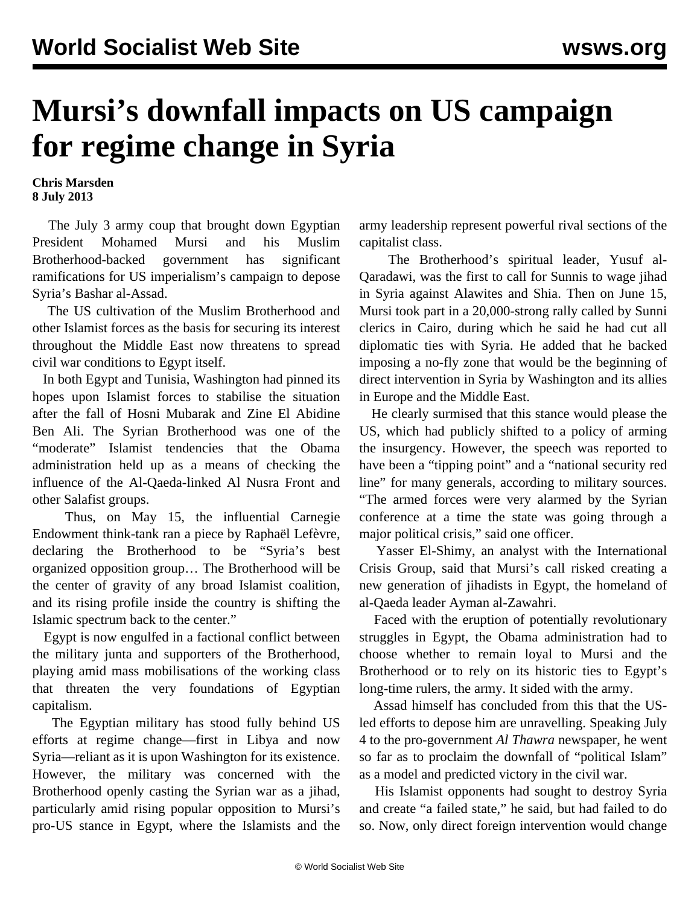# Mursi's downfall impacts on US campaign for regime change in Syria

**Chris Marsden**
**8 July 2013**

The July 3 army coup that brought down Egyptian President Mohamed Mursi and his Muslim Brotherhood-backed government has significant ramifications for US imperialism's campaign to depose Syria's Bashar al-Assad.

The US cultivation of the Muslim Brotherhood and other Islamist forces as the basis for securing its interest throughout the Middle East now threatens to spread civil war conditions to Egypt itself.

In both Egypt and Tunisia, Washington had pinned its hopes upon Islamist forces to stabilise the situation after the fall of Hosni Mubarak and Zine El Abidine Ben Ali. The Syrian Brotherhood was one of the "moderate" Islamist tendencies that the Obama administration held up as a means of checking the influence of the Al-Qaeda-linked Al Nusra Front and other Salafist groups.

Thus, on May 15, the influential Carnegie Endowment think-tank ran a piece by Raphaël Lefèvre, declaring the Brotherhood to be "Syria's best organized opposition group… The Brotherhood will be the center of gravity of any broad Islamist coalition, and its rising profile inside the country is shifting the Islamic spectrum back to the center."

Egypt is now engulfed in a factional conflict between the military junta and supporters of the Brotherhood, playing amid mass mobilisations of the working class that threaten the very foundations of Egyptian capitalism.

The Egyptian military has stood fully behind US efforts at regime change—first in Libya and now Syria—reliant as it is upon Washington for its existence. However, the military was concerned with the Brotherhood openly casting the Syrian war as a jihad, particularly amid rising popular opposition to Mursi's pro-US stance in Egypt, where the Islamists and the army leadership represent powerful rival sections of the capitalist class.

The Brotherhood's spiritual leader, Yusuf al-Qaradawi, was the first to call for Sunnis to wage jihad in Syria against Alawites and Shia. Then on June 15, Mursi took part in a 20,000-strong rally called by Sunni clerics in Cairo, during which he said he had cut all diplomatic ties with Syria. He added that he backed imposing a no-fly zone that would be the beginning of direct intervention in Syria by Washington and its allies in Europe and the Middle East.

He clearly surmised that this stance would please the US, which had publicly shifted to a policy of arming the insurgency. However, the speech was reported to have been a "tipping point" and a "national security red line" for many generals, according to military sources. "The armed forces were very alarmed by the Syrian conference at a time the state was going through a major political crisis," said one officer.

Yasser El-Shimy, an analyst with the International Crisis Group, said that Mursi's call risked creating a new generation of jihadists in Egypt, the homeland of al-Qaeda leader Ayman al-Zawahri.

Faced with the eruption of potentially revolutionary struggles in Egypt, the Obama administration had to choose whether to remain loyal to Mursi and the Brotherhood or to rely on its historic ties to Egypt's long-time rulers, the army. It sided with the army.

Assad himself has concluded from this that the US-led efforts to depose him are unravelling. Speaking July 4 to the pro-government *Al Thawra* newspaper, he went so far as to proclaim the downfall of "political Islam" as a model and predicted victory in the civil war.

His Islamist opponents had sought to destroy Syria and create "a failed state," he said, but had failed to do so. Now, only direct foreign intervention would change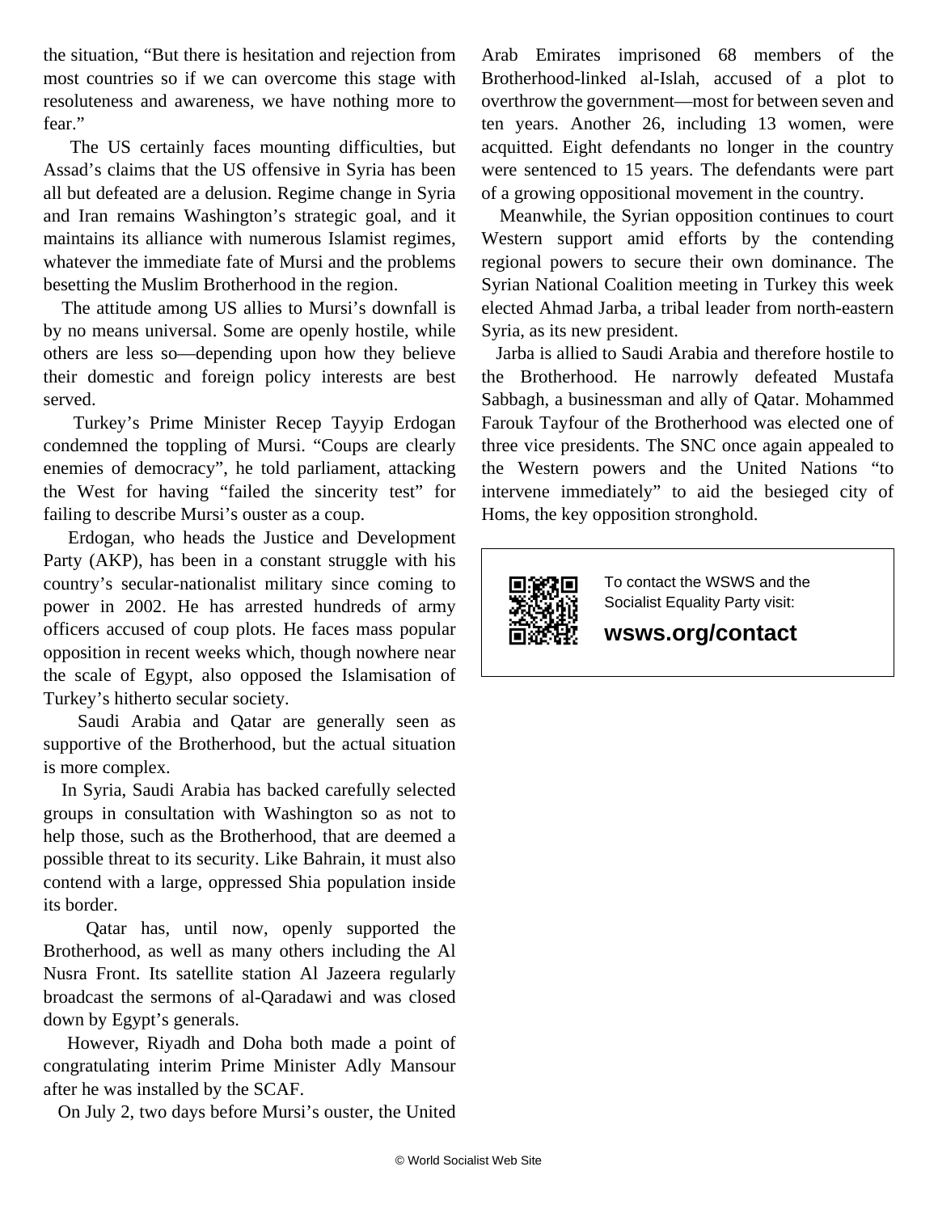the situation, "But there is hesitation and rejection from most countries so if we can overcome this stage with resoluteness and awareness, we have nothing more to fear."

The US certainly faces mounting difficulties, but Assad's claims that the US offensive in Syria has been all but defeated are a delusion. Regime change in Syria and Iran remains Washington's strategic goal, and it maintains its alliance with numerous Islamist regimes, whatever the immediate fate of Mursi and the problems besetting the Muslim Brotherhood in the region.

The attitude among US allies to Mursi's downfall is by no means universal. Some are openly hostile, while others are less so—depending upon how they believe their domestic and foreign policy interests are best served.

Turkey's Prime Minister Recep Tayyip Erdogan condemned the toppling of Mursi. "Coups are clearly enemies of democracy", he told parliament, attacking the West for having "failed the sincerity test" for failing to describe Mursi's ouster as a coup.

Erdogan, who heads the Justice and Development Party (AKP), has been in a constant struggle with his country's secular-nationalist military since coming to power in 2002. He has arrested hundreds of army officers accused of coup plots. He faces mass popular opposition in recent weeks which, though nowhere near the scale of Egypt, also opposed the Islamisation of Turkey's hitherto secular society.

Saudi Arabia and Qatar are generally seen as supportive of the Brotherhood, but the actual situation is more complex.

In Syria, Saudi Arabia has backed carefully selected groups in consultation with Washington so as not to help those, such as the Brotherhood, that are deemed a possible threat to its security. Like Bahrain, it must also contend with a large, oppressed Shia population inside its border.

Qatar has, until now, openly supported the Brotherhood, as well as many others including the Al Nusra Front. Its satellite station Al Jazeera regularly broadcast the sermons of al-Qaradawi and was closed down by Egypt's generals.

However, Riyadh and Doha both made a point of congratulating interim Prime Minister Adly Mansour after he was installed by the SCAF.

On July 2, two days before Mursi's ouster, the United Arab Emirates imprisoned 68 members of the Brotherhood-linked al-Islah, accused of a plot to overthrow the government—most for between seven and ten years. Another 26, including 13 women, were acquitted. Eight defendants no longer in the country were sentenced to 15 years. The defendants were part of a growing oppositional movement in the country.

Meanwhile, the Syrian opposition continues to court Western support amid efforts by the contending regional powers to secure their own dominance. The Syrian National Coalition meeting in Turkey this week elected Ahmad Jarba, a tribal leader from north-eastern Syria, as its new president.

Jarba is allied to Saudi Arabia and therefore hostile to the Brotherhood. He narrowly defeated Mustafa Sabbagh, a businessman and ally of Qatar. Mohammed Farouk Tayfour of the Brotherhood was elected one of three vice presidents. The SNC once again appealed to the Western powers and the United Nations "to intervene immediately" to aid the besieged city of Homs, the key opposition stronghold.

To contact the WSWS and the Socialist Equality Party visit:

**wsws.org/contact**